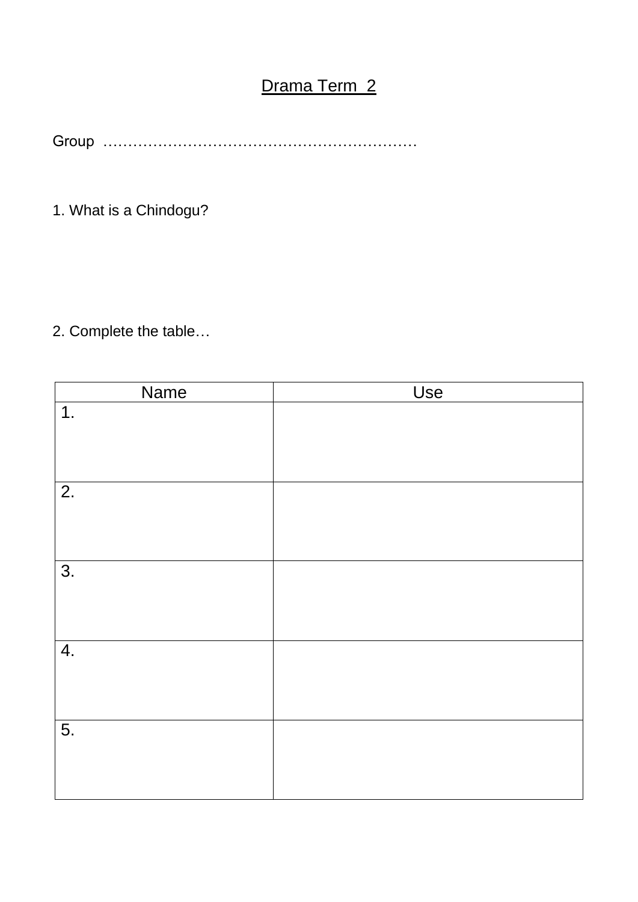# Drama Term 2

Group ………………………………………………………

1. What is a Chindogu?

2. Complete the table…

| Name | Use |
|---|---|
| 1. | |
| 2. | |
| 3. | |
| 4. | |
| 5. | |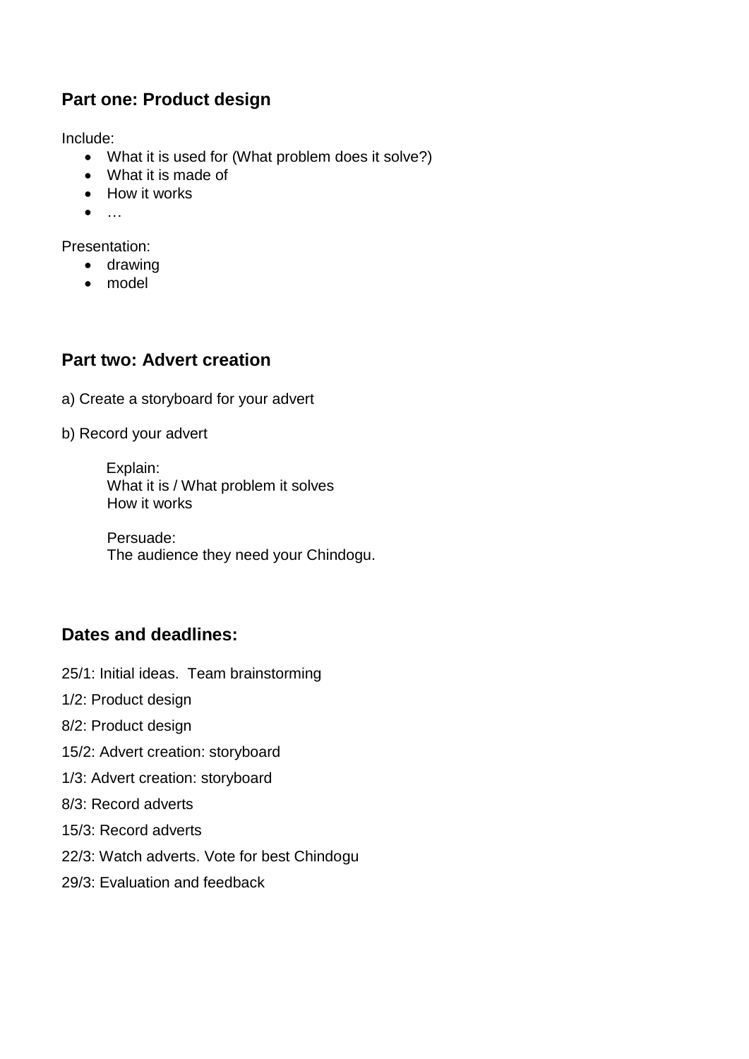## Part one: Product design

Include:

- What it is used for (What problem does it solve?)
- What it is made of
- How it works
- …

Presentation:

- drawing
- model

## Part two: Advert creation

a) Create a storyboard for your advert

b) Record your advert

Explain:
What it is / What problem it solves
How it works

Persuade:
The audience they need your Chindogu.

## Dates and deadlines:

25/1: Initial ideas. Team brainstorming

1/2: Product design

8/2: Product design

15/2: Advert creation: storyboard

1/3: Advert creation: storyboard

8/3: Record adverts

15/3: Record adverts

22/3: Watch adverts. Vote for best Chindogu

29/3: Evaluation and feedback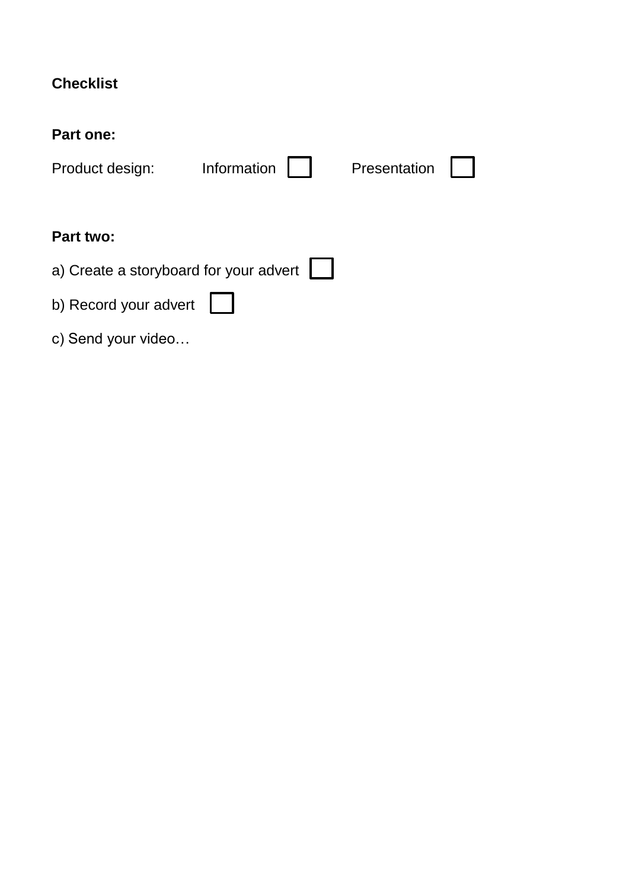**Checklist**

**Part one:**

Product design: Information ☐ Presentation ☐

**Part two:**

a) Create a storyboard for your advert ☐

b) Record your advert ☐

c) Send your video…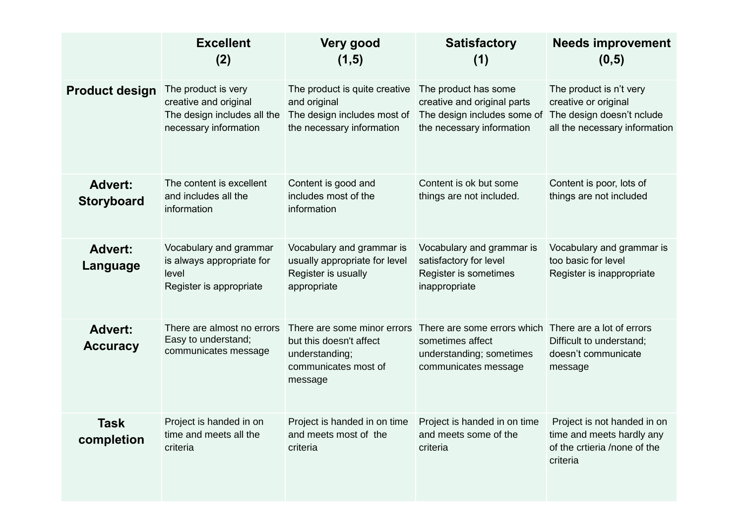| | Excellent (2) | Very good (1,5) | Satisfactory (1) | Needs improvement (0,5) |
|---|---|---|---|---|
| **Product design** | The product is very creative and original<br>The design includes all the necessary information | The product is quite creative and original<br>The design includes most of the necessary information | The product has some creative and original parts<br>The design includes some of the necessary information | The product is n't very creative or original<br>The design doesn't nclude all the necessary information |
| **Advert: Storyboard** | The content is excellent and includes all the information | Content is good and includes most of the information | Content is ok but some things are not included. | Content is poor, lots of things are not included |
| **Advert: Language** | Vocabulary and grammar is always appropriate for level<br>Register is appropriate | Vocabulary and grammar is usually appropriate for level<br>Register is usually appropriate | Vocabulary and grammar is satisfactory for level<br>Register is sometimes inappropriate | Vocabulary and grammar is too basic for level<br>Register is inappropriate |
| **Advert: Accuracy** | There are almost no errors<br>Easy to understand; communicates message | There are some minor errors but this doesn't affect understanding; communicates most of message | There are some errors which sometimes affect understanding; sometimes communicates message | There are a lot of errors<br>Difficult to understand; doesn't communicate message |
| **Task completion** | Project is handed in on time and meets all the criteria | Project is handed in on time and meets most of the criteria | Project is handed in on time and meets some of the criteria | Project is not handed in on time and meets hardly any of the crtieria /none of the criteria |